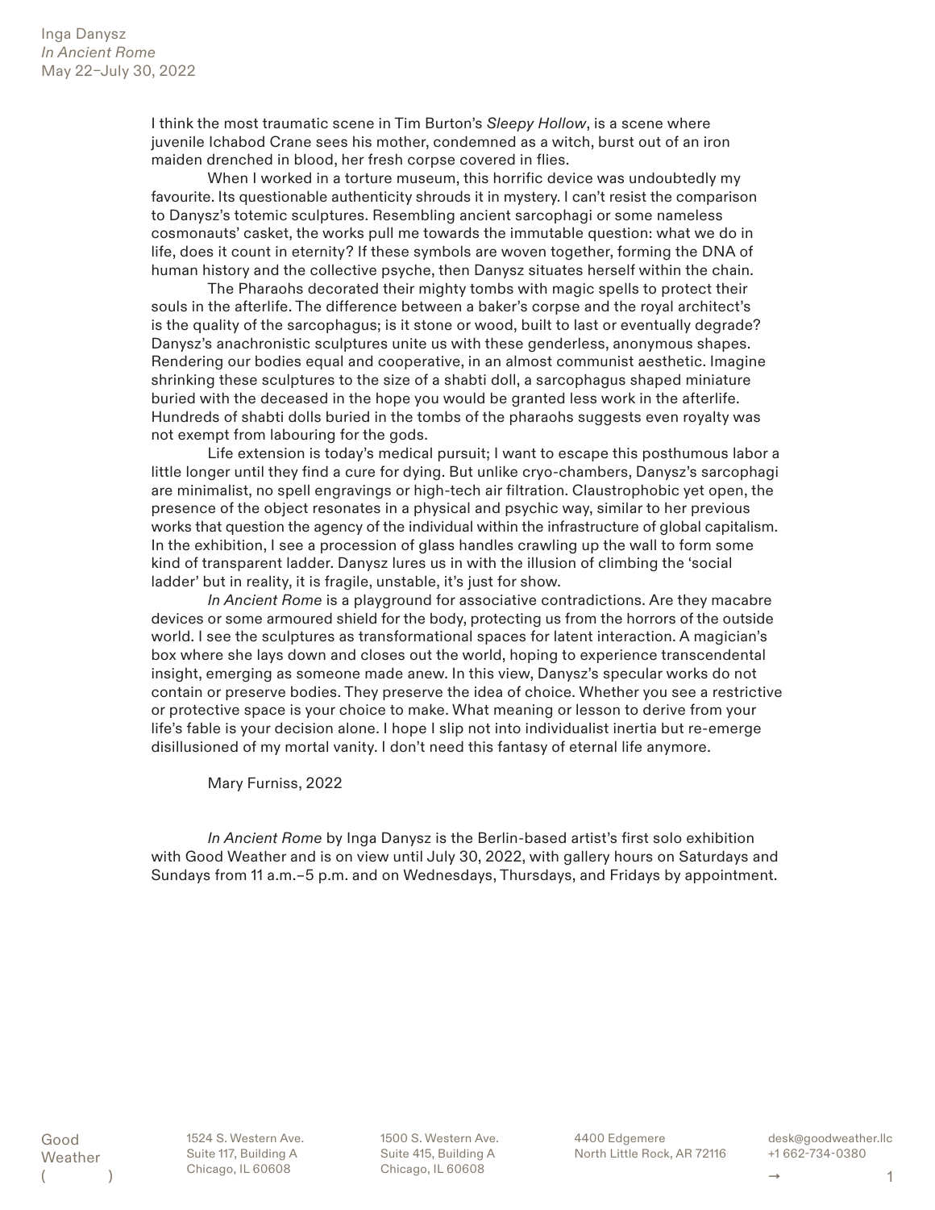Inga Danysz
*In Ancient Rome*
May 22–July 30, 2022

I think the most traumatic scene in Tim Burton's *Sleepy Hollow*, is a scene where juvenile Ichabod Crane sees his mother, condemned as a witch, burst out of an iron maiden drenched in blood, her fresh corpse covered in flies.

When I worked in a torture museum, this horrific device was undoubtedly my favourite. Its questionable authenticity shrouds it in mystery. I can't resist the comparison to Danysz's totemic sculptures. Resembling ancient sarcophagi or some nameless cosmonauts' casket, the works pull me towards the immutable question: what we do in life, does it count in eternity? If these symbols are woven together, forming the DNA of human history and the collective psyche, then Danysz situates herself within the chain.

The Pharaohs decorated their mighty tombs with magic spells to protect their souls in the afterlife. The difference between a baker's corpse and the royal architect's is the quality of the sarcophagus; is it stone or wood, built to last or eventually degrade? Danysz's anachronistic sculptures unite us with these genderless, anonymous shapes. Rendering our bodies equal and cooperative, in an almost communist aesthetic. Imagine shrinking these sculptures to the size of a shabti doll, a sarcophagus shaped miniature buried with the deceased in the hope you would be granted less work in the afterlife. Hundreds of shabti dolls buried in the tombs of the pharaohs suggests even royalty was not exempt from labouring for the gods.

Life extension is today's medical pursuit; I want to escape this posthumous labor a little longer until they find a cure for dying. But unlike cryo-chambers, Danysz's sarcophagi are minimalist, no spell engravings or high-tech air filtration. Claustrophobic yet open, the presence of the object resonates in a physical and psychic way, similar to her previous works that question the agency of the individual within the infrastructure of global capitalism. In the exhibition, I see a procession of glass handles crawling up the wall to form some kind of transparent ladder. Danysz lures us in with the illusion of climbing the 'social ladder' but in reality, it is fragile, unstable, it's just for show.

*In Ancient Rome* is a playground for associative contradictions. Are they macabre devices or some armoured shield for the body, protecting us from the horrors of the outside world. I see the sculptures as transformational spaces for latent interaction. A magician's box where she lays down and closes out the world, hoping to experience transcendental insight, emerging as someone made anew. In this view, Danysz's specular works do not contain or preserve bodies. They preserve the idea of choice. Whether you see a restrictive or protective space is your choice to make. What meaning or lesson to derive from your life's fable is your decision alone. I hope I slip not into individualist inertia but re-emerge disillusioned of my mortal vanity. I don't need this fantasy of eternal life anymore.

Mary Furniss, 2022

*In Ancient Rome* by Inga Danysz is the Berlin-based artist's first solo exhibition with Good Weather and is on view until July 30, 2022, with gallery hours on Saturdays and Sundays from 11 a.m.–5 p.m. and on Wednesdays, Thursdays, and Fridays by appointment.

Good Weather ( )

1524 S. Western Ave.
Suite 117, Building A
Chicago, IL 60608

1500 S. Western Ave.
Suite 415, Building A
Chicago, IL 60608

4400 Edgemere
North Little Rock, AR 72116

desk@goodweather.llc
+1 662-734-0380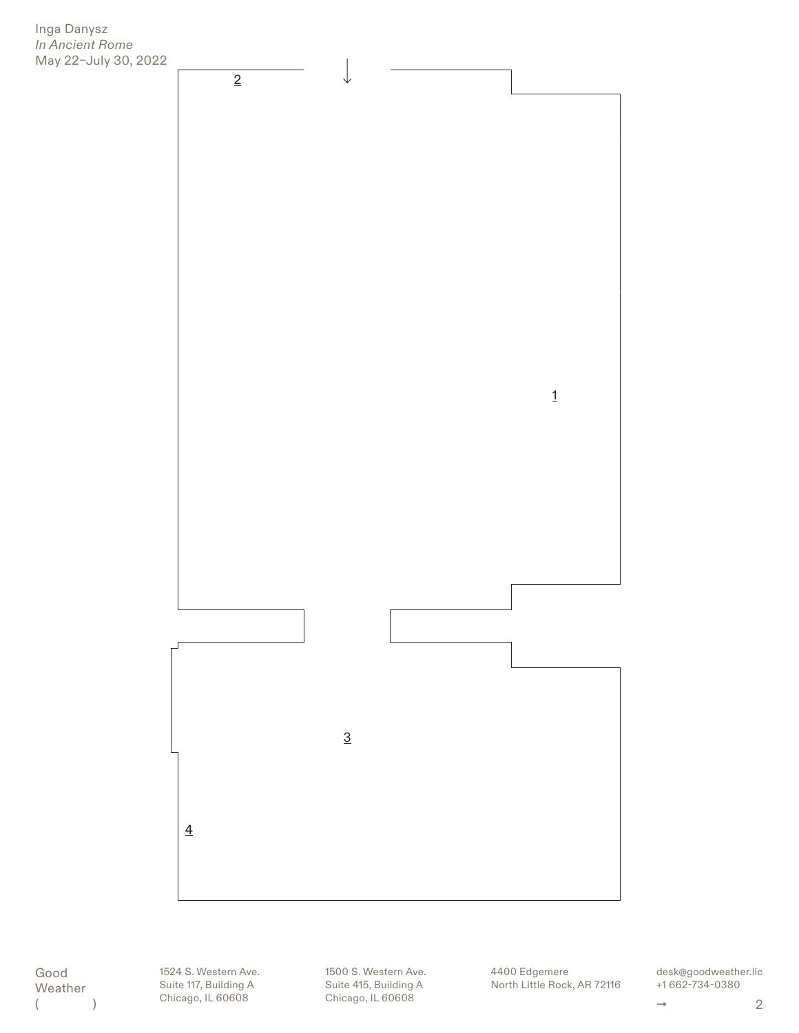Inga Danysz
*In Ancient Rome*
May 22–July 30, 2022

2

↓

1

3

4

Good
Weather
( )

1524 S. Western Ave.
Suite 117, Building A
Chicago, IL 60608

1500 S. Western Ave.
Suite 415, Building A
Chicago, IL 60608

4400 Edgemere
North Little Rock, AR 72116

desk@goodweather.llc
+1 662-734-0380

→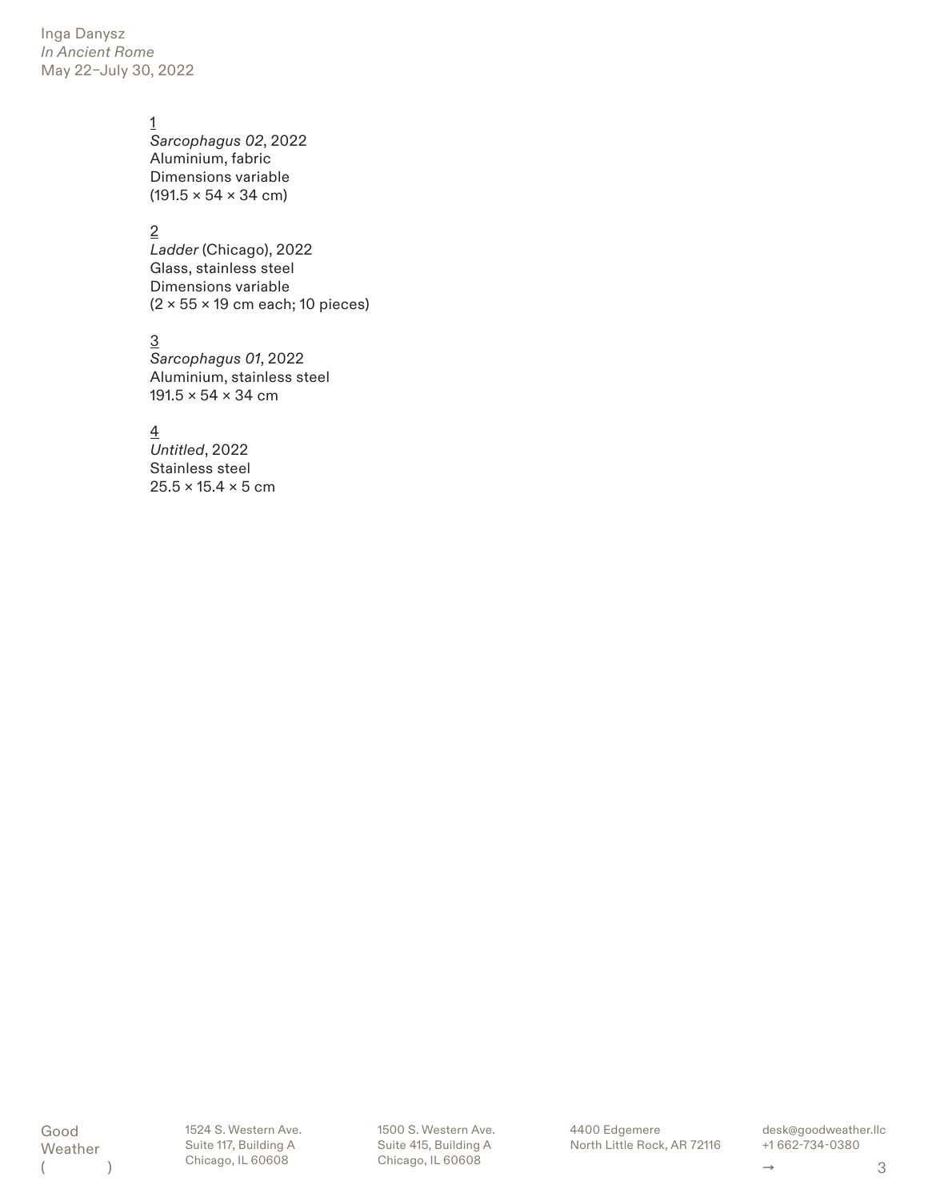Inga Danysz
*In Ancient Rome*
May 22–July 30, 2022

1
*Sarcophagus 02*, 2022
Aluminium, fabric
Dimensions variable
(191.5 × 54 × 34 cm)

2
*Ladder* (Chicago), 2022
Glass, stainless steel
Dimensions variable
(2 × 55 × 19 cm each; 10 pieces)

3
*Sarcophagus 01*, 2022
Aluminium, stainless steel
191.5 × 54 × 34 cm

4
*Untitled*, 2022
Stainless steel
25.5 × 15.4 × 5 cm

Good Weather ( )

1524 S. Western Ave.
Suite 117, Building A
Chicago, IL 60608

1500 S. Western Ave.
Suite 415, Building A
Chicago, IL 60608

4400 Edgemere
North Little Rock, AR 72116

desk@goodweather.llc
+1 662-734-0380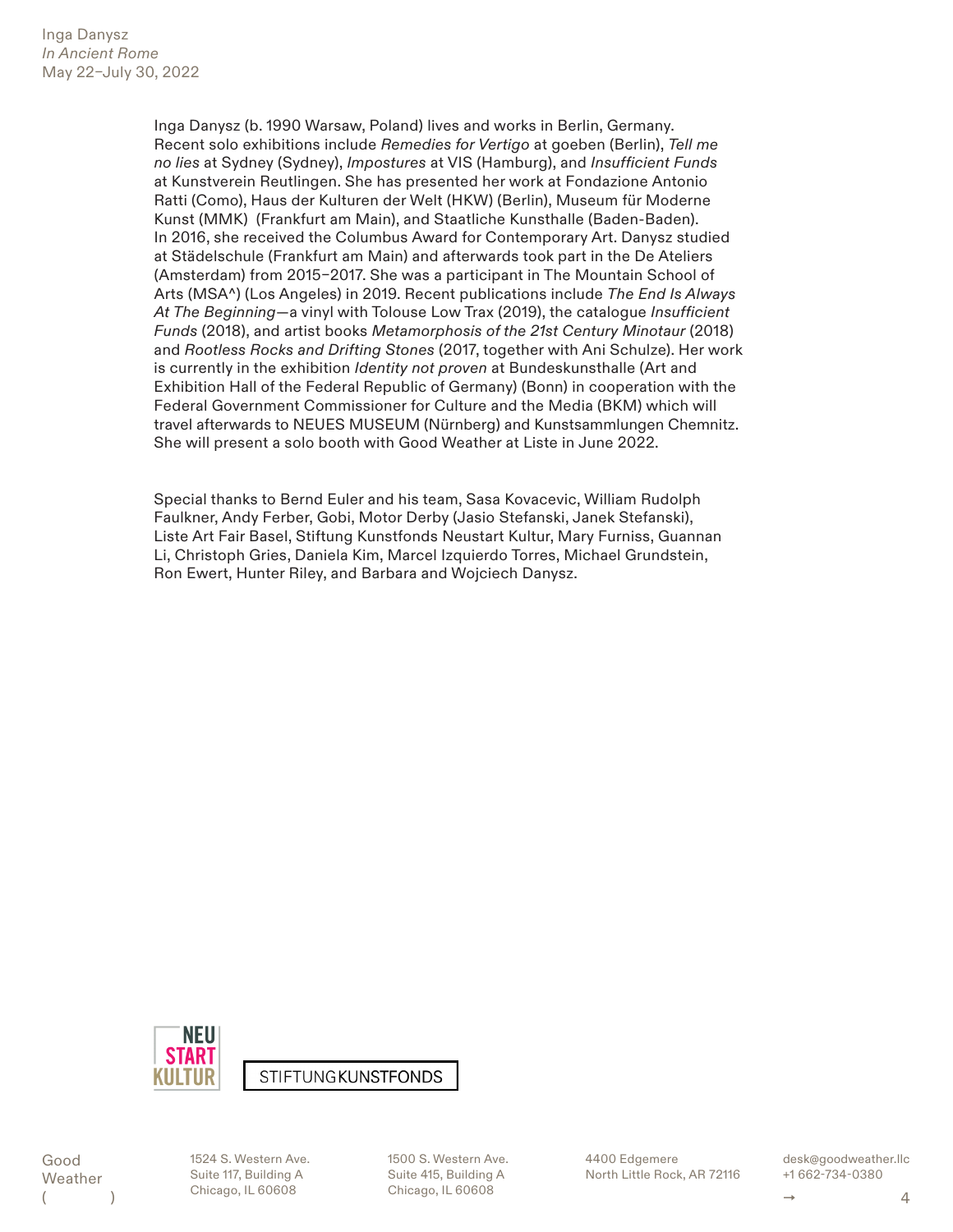Inga Danysz (b. 1990 Warsaw, Poland) lives and works in Berlin, Germany. Recent solo exhibitions include *Remedies for Vertigo* at goeben (Berlin), *Tell me no lies* at Sydney (Sydney), *Impostures* at VIS (Hamburg), and *Insufficient Funds* at Kunstverein Reutlingen. She has presented her work at Fondazione Antonio Ratti (Como), Haus der Kulturen der Welt (HKW) (Berlin), Museum für Moderne Kunst (MMK) (Frankfurt am Main), and Staatliche Kunsthalle (Baden-Baden). In 2016, she received the Columbus Award for Contemporary Art. Danysz studied at Städelschule (Frankfurt am Main) and afterwards took part in the De Ateliers (Amsterdam) from 2015–2017. She was a participant in The Mountain School of Arts (MSA^) (Los Angeles) in 2019. Recent publications include *The End Is Always At The Beginning*—a vinyl with Tolouse Low Trax (2019), the catalogue *Insufficient Funds* (2018), and artist books *Metamorphosis of the 21st Century Minotaur* (2018) and *Rootless Rocks and Drifting Stones* (2017, together with Ani Schulze). Her work is currently in the exhibition *Identity not proven* at Bundeskunsthalle (Art and Exhibition Hall of the Federal Republic of Germany) (Bonn) in cooperation with the Federal Government Commissioner for Culture and the Media (BKM) which will travel afterwards to NEUES MUSEUM (Nürnberg) and Kunstsammlungen Chemnitz. She will present a solo booth with Good Weather at Liste in June 2022.

Special thanks to Bernd Euler and his team, Sasa Kovacevic, William Rudolph Faulkner, Andy Ferber, Gobi, Motor Derby (Jasio Stefanski, Janek Stefanski), Liste Art Fair Basel, Stiftung Kunstfonds Neustart Kultur, Mary Furniss, Guannan Li, Christoph Gries, Daniela Kim, Marcel Izquierdo Torres, Michael Grundstein, Ron Ewert, Hunter Riley, and Barbara and Wojciech Danysz.

NEU START KULTUR

STIFTUNG KUNSTFONDS